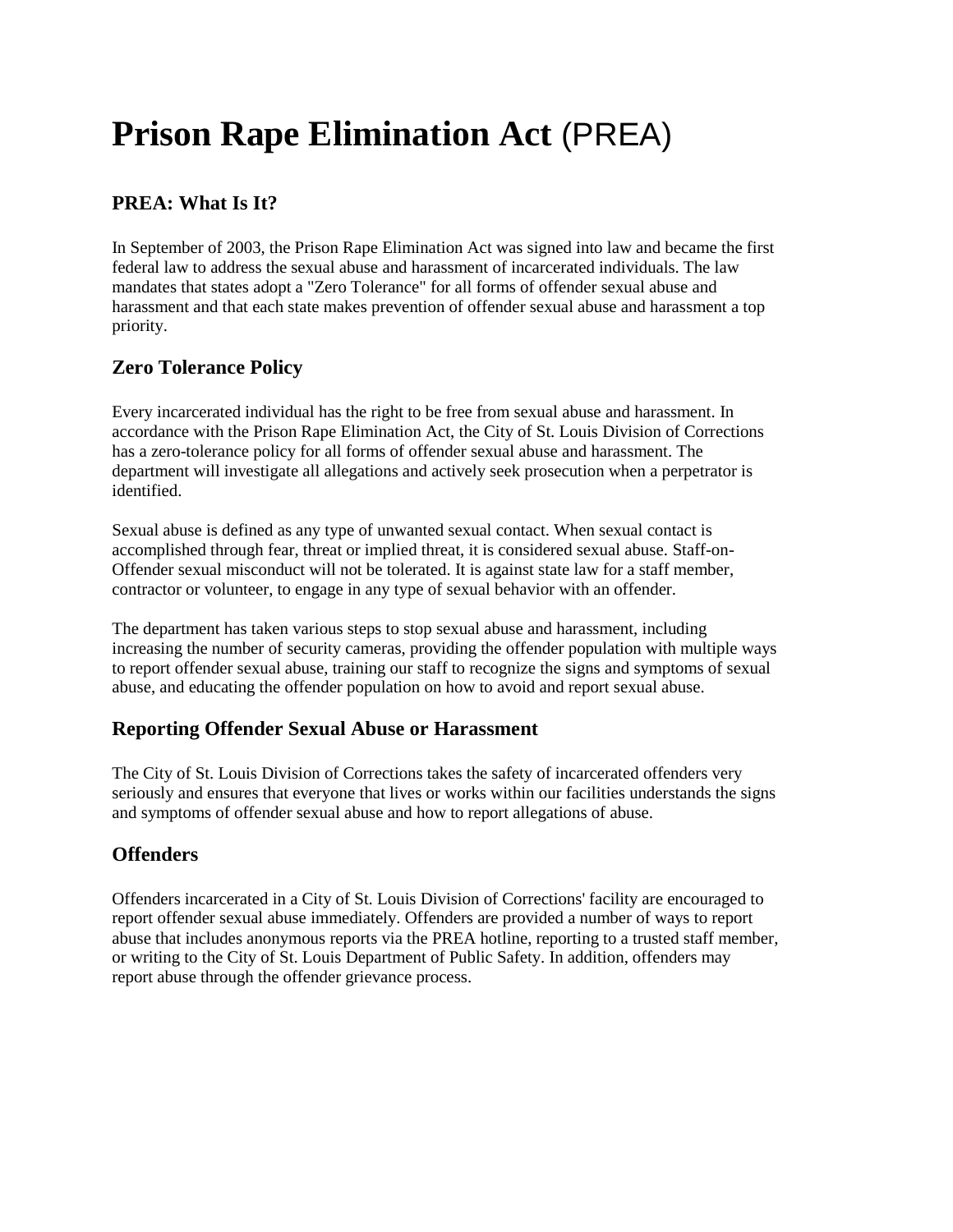# **Prison Rape Elimination Act** (PREA)

## PREA: What Is It?

In September of 2003, the Prison Rape Elimination Act was signed into law and became the first federal law to address the sexual abuse and harassment of incarcerated individuals. The law mandates that states adopt a "Zero Tolerance" for all forms of offender sexual abuse and harassment and that each state makes prevention of offender sexual abuse and harassment a top priority.

## Zero Tolerance Policy

Every incarcerated individual has the right to be free from sexual abuse and harassment. In accordance with the Prison Rape Elimination Act, the City of St. Louis Division of Corrections has a zero-tolerance policy for all forms of offender sexual abuse and harassment. The department will investigate all allegations and actively seek prosecution when a perpetrator is identified.

Sexual abuse is defined as any type of unwanted sexual contact. When sexual contact is accomplished through fear, threat or implied threat, it is considered sexual abuse. Staff-on-Offender sexual misconduct will not be tolerated. It is against state law for a staff member, contractor or volunteer, to engage in any type of sexual behavior with an offender.

The department has taken various steps to stop sexual abuse and harassment, including increasing the number of security cameras, providing the offender population with multiple ways to report offender sexual abuse, training our staff to recognize the signs and symptoms of sexual abuse, and educating the offender population on how to avoid and report sexual abuse.

## Reporting Offender Sexual Abuse or Harassment

The City of St. Louis Division of Corrections takes the safety of incarcerated offenders very seriously and ensures that everyone that lives or works within our facilities understands the signs and symptoms of offender sexual abuse and how to report allegations of abuse.

## Offenders

Offenders incarcerated in a City of St. Louis Division of Corrections' facility are encouraged to report offender sexual abuse immediately. Offenders are provided a number of ways to report abuse that includes anonymous reports via the PREA hotline, reporting to a trusted staff member, or writing to the City of St. Louis Department of Public Safety. In addition, offenders may report abuse through the offender grievance process.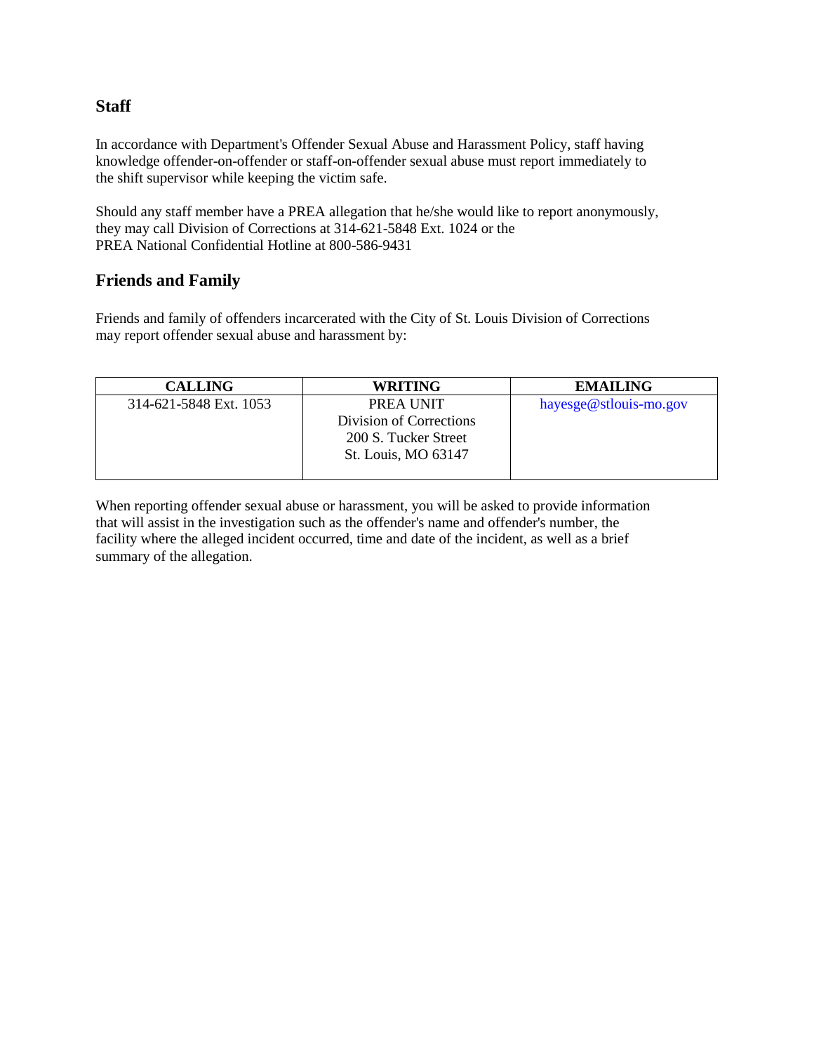## Staff

In accordance with Department's Offender Sexual Abuse and Harassment Policy, staff having knowledge offender-on-offender or staff-on-offender sexual abuse must report immediately to the shift supervisor while keeping the victim safe.

Should any staff member have a PREA allegation that he/she would like to report anonymously, they may call Division of Corrections at 314-621-5848 Ext. 1024 or the PREA National Confidential Hotline at 800-586-9431

## Friends and Family

Friends and family of offenders incarcerated with the City of St. Louis Division of Corrections may report offender sexual abuse and harassment by:

| CALLING | WRITING | EMAILING |
|---|---|---|
| 314-621-5848 Ext. 1053 | PREA UNIT<br>Division of Corrections<br>200 S. Tucker Street<br>St. Louis, MO 63147 | hayesge@stlouis-mo.gov |

When reporting offender sexual abuse or harassment, you will be asked to provide information that will assist in the investigation such as the offender's name and offender's number, the facility where the alleged incident occurred, time and date of the incident, as well as a brief summary of the allegation.